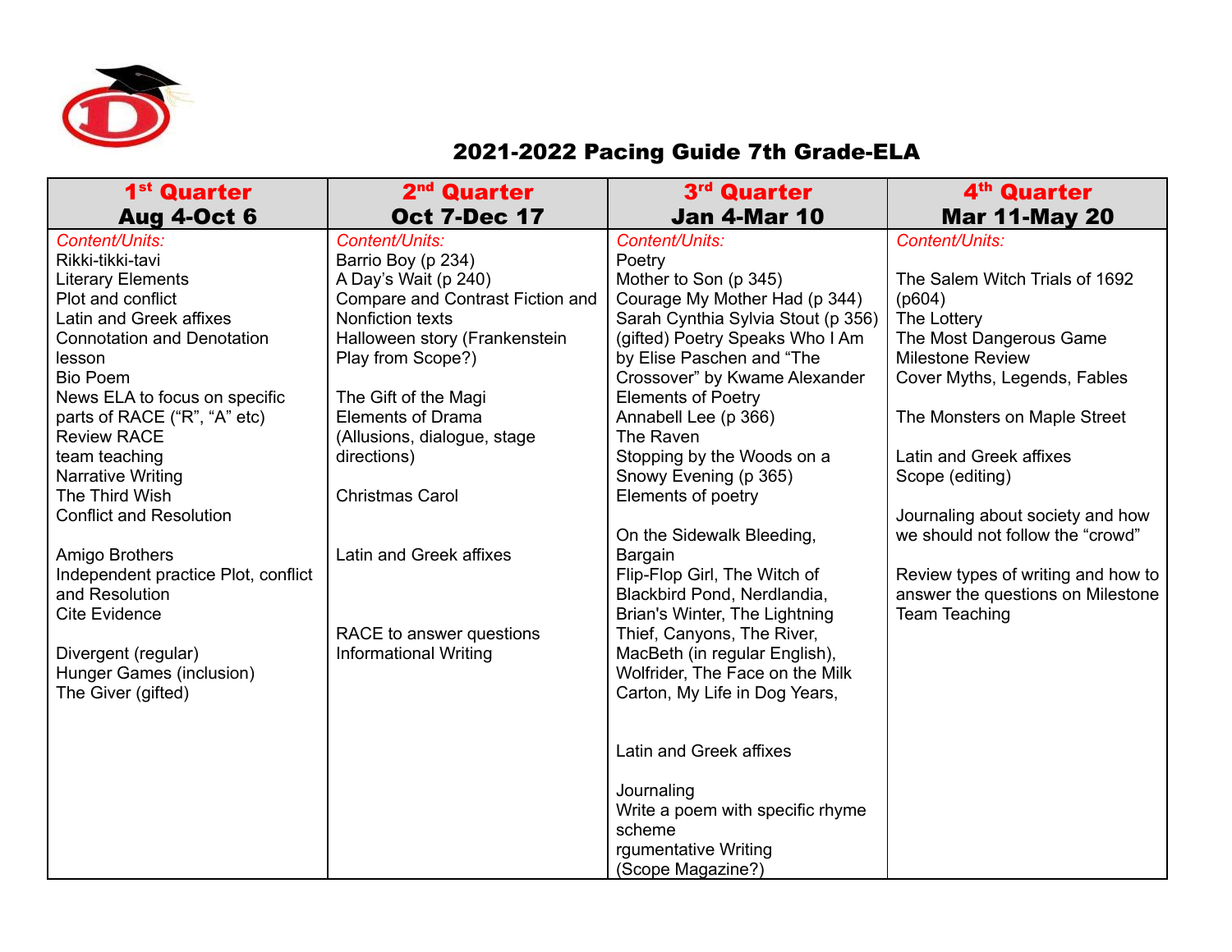# 2021-2022 Pacing Guide 7th Grade-ELA

| 1st Quarter Aug 4-Oct 6 | 2nd Quarter Oct 7-Dec 17 | 3rd Quarter Jan 4-Mar 10 | 4th Quarter Mar 11-May 20 |
|---|---|---|---|
| *Content/Units:*<br>Rikki-tikki-tavi<br>Literary Elements<br>Plot and conflict<br>Latin and Greek affixes<br>Connotation and Denotation lesson<br>Bio Poem<br>News ELA to focus on specific parts of RACE ("R", "A" etc)<br>Review RACE<br>team teaching<br>Narrative Writing<br>The Third Wish<br>Conflict and Resolution<br><br>Amigo Brothers<br>Independent practice Plot, conflict and Resolution<br>Cite Evidence<br><br>Divergent (regular)<br>Hunger Games (inclusion)<br>The Giver (gifted) | *Content/Units:*<br>Barrio Boy (p 234)<br>A Day's Wait (p 240)<br>Compare and Contrast Fiction and Nonfiction texts<br>Halloween story (Frankenstein Play from Scope?)<br><br>The Gift of the Magi<br>Elements of Drama (Allusions, dialogue, stage directions)<br><br>Christmas Carol<br><br><br>Latin and Greek affixes<br><br><br><br>RACE to answer questions<br>Informational Writing | *Content/Units:*<br>Poetry<br>Mother to Son (p 345)<br>Courage My Mother Had (p 344)<br>Sarah Cynthia Sylvia Stout (p 356)<br>(gifted) Poetry Speaks Who I Am by Elise Paschen and "The Crossover" by Kwame Alexander<br>Elements of Poetry<br>Annabell Lee (p 366)<br>The Raven<br>Stopping by the Woods on a Snowy Evening (p 365)<br>Elements of poetry<br><br>On the Sidewalk Bleeding, Bargain<br>Flip-Flop Girl, The Witch of Blackbird Pond, Nerdlandia, Brian's Winter, The Lightning Thief, Canyons, The River, MacBeth (in regular English), Wolfrider, The Face on the Milk Carton, My Life in Dog Years,<br><br><br>Latin and Greek affixes<br><br>Journaling<br>Write a poem with specific rhyme scheme<br>rgumentative Writing<br>(Scope Magazine?) | *Content/Units:*<br><br>The Salem Witch Trials of 1692 (p604)<br>The Lottery<br>The Most Dangerous Game<br>Milestone Review<br>Cover Myths, Legends, Fables<br><br>The Monsters on Maple Street<br><br>Latin and Greek affixes<br>Scope (editing)<br><br>Journaling about society and how we should not follow the "crowd"<br><br>Review types of writing and how to answer the questions on Milestone<br>Team Teaching |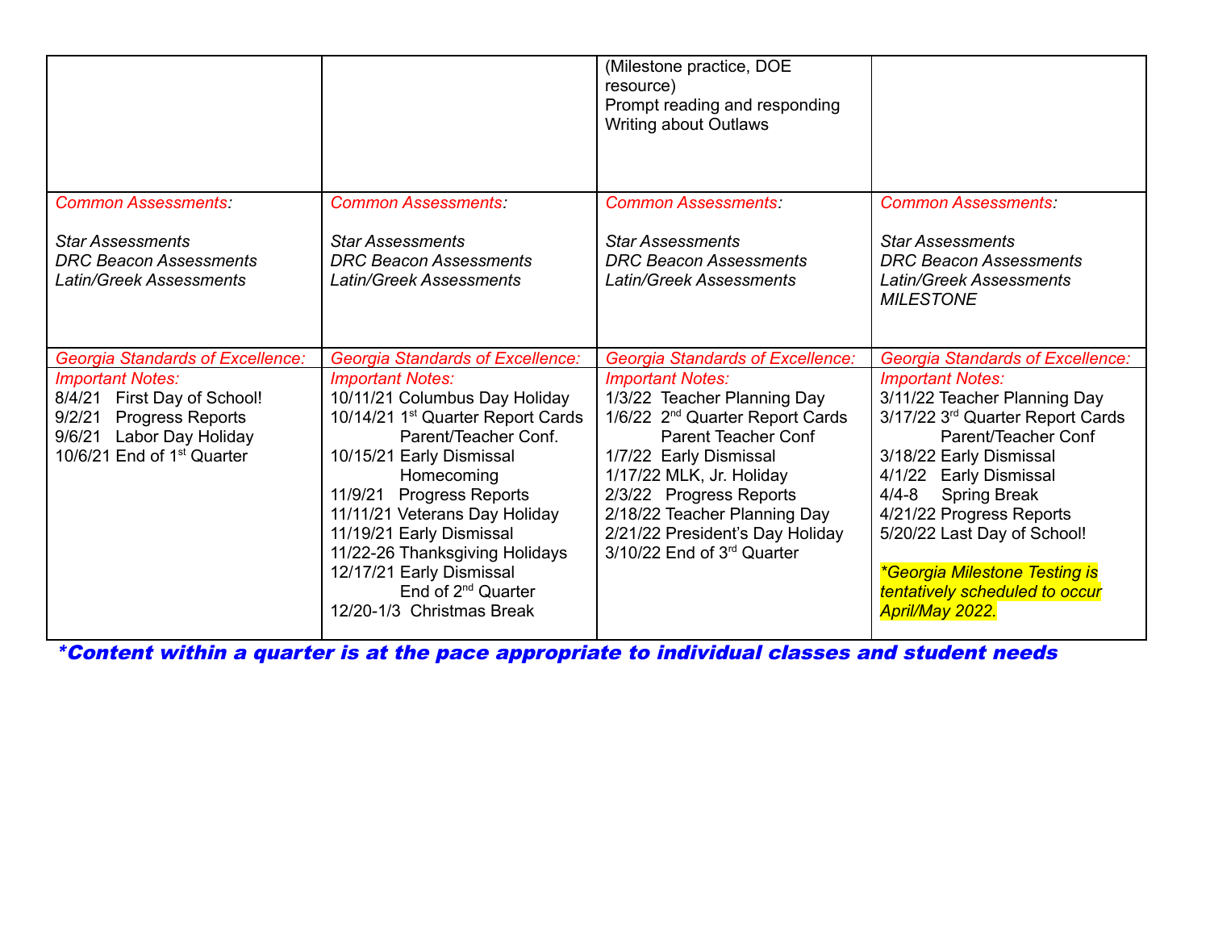| | | | |
|---|---|---|---|
| | | (Milestone practice, DOE resource)<br>Prompt reading and responding<br>Writing about Outlaws | |
| *Common Assessments:*<br><br>*Star Assessments*<br>*DRC Beacon Assessments*<br>*Latin/Greek Assessments* | *Common Assessments:*<br><br>*Star Assessments*<br>*DRC Beacon Assessments*<br>*Latin/Greek Assessments* | *Common Assessments:*<br><br>*Star Assessments*<br>*DRC Beacon Assessments*<br>*Latin/Greek Assessments* | *Common Assessments:*<br><br>*Star Assessments*<br>*DRC Beacon Assessments*<br>*Latin/Greek Assessments*<br>*MILESTONE* |
| *Georgia Standards of Excellence:* | *Georgia Standards of Excellence:* | *Georgia Standards of Excellence:* | *Georgia Standards of Excellence:* |
| *Important Notes:*<br>8/4/21 First Day of School!<br>9/2/21 Progress Reports<br>9/6/21 Labor Day Holiday<br>10/6/21 End of 1st Quarter | *Important Notes:*<br>10/11/21 Columbus Day Holiday<br>10/14/21 1st Quarter Report Cards Parent/Teacher Conf.<br>10/15/21 Early Dismissal Homecoming<br>11/9/21 Progress Reports<br>11/11/21 Veterans Day Holiday<br>11/19/21 Early Dismissal<br>11/22-26 Thanksgiving Holidays<br>12/17/21 Early Dismissal End of 2nd Quarter<br>12/20-1/3 Christmas Break | *Important Notes:*<br>1/3/22 Teacher Planning Day<br>1/6/22 2nd Quarter Report Cards Parent Teacher Conf<br>1/7/22 Early Dismissal<br>1/17/22 MLK, Jr. Holiday<br>2/3/22 Progress Reports<br>2/18/22 Teacher Planning Day<br>2/21/22 President's Day Holiday<br>3/10/22 End of 3rd Quarter | *Important Notes:*<br>3/11/22 Teacher Planning Day<br>3/17/22 3rd Quarter Report Cards Parent/Teacher Conf<br>3/18/22 Early Dismissal<br>4/1/22 Early Dismissal<br>4/4-8 Spring Break<br>4/21/22 Progress Reports<br>5/20/22 Last Day of School!<br><br>*\*Georgia Milestone Testing is tentatively scheduled to occur April/May 2022.* |

***Content within a quarter is at the pace appropriate to individual classes and student needs***